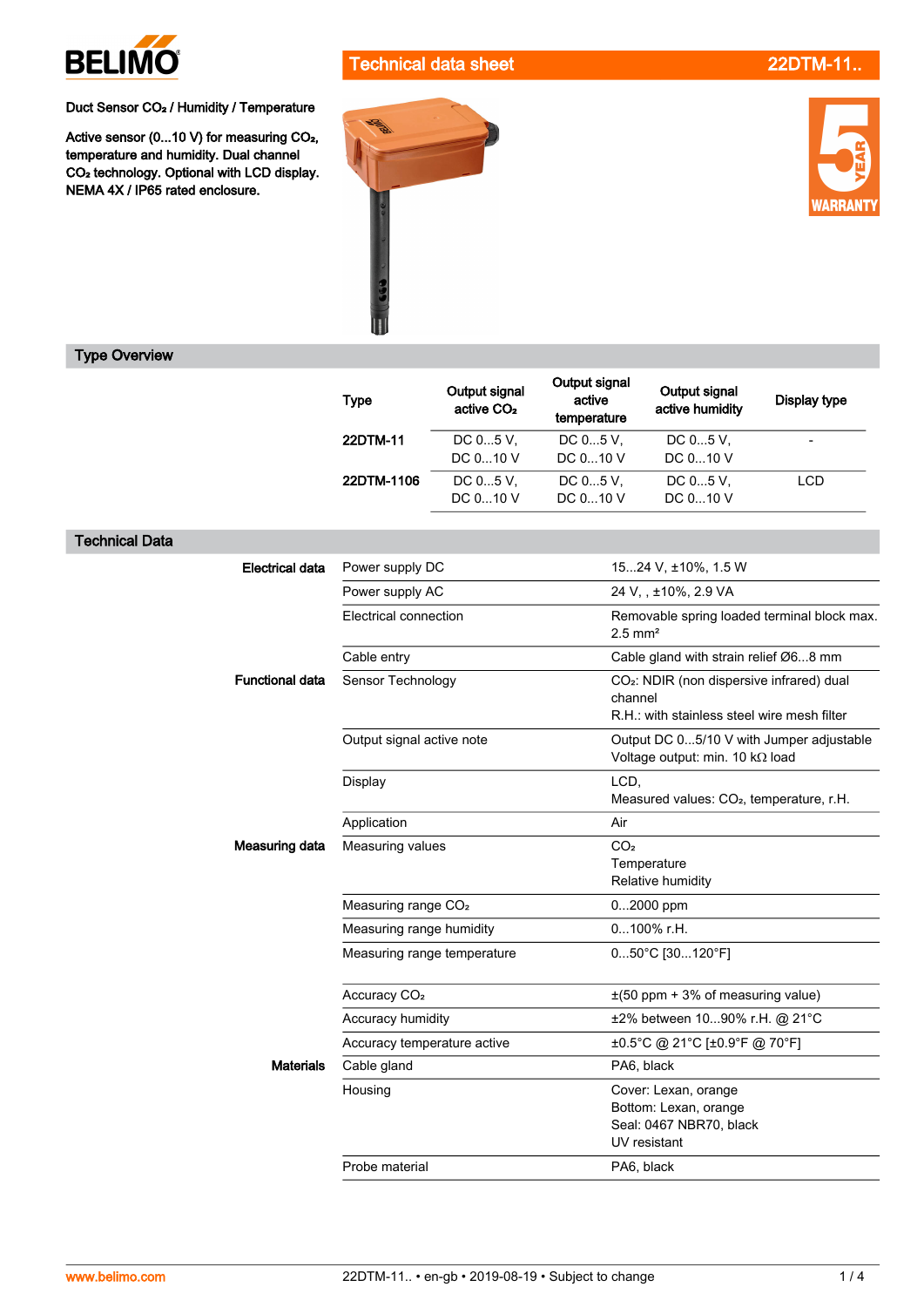# Technical data sheet 22DTM-11..

**Duct Sensor $CO_2$ / Humidity / Temperature**

**Active sensor (0...10 V) for measuring $CO_2$, temperature and humidity. Dual channel $CO_2$ technology. Optional with LCD display. NEMA 4X / IP65 rated enclosure.**

## Type Overview

| Type | Output signal active $CO_2$ | Output signal active temperature | Output signal active humidity | Display type |
|---|---|---|---|---|
| **22DTM-11** | DC 0...5 V, DC 0...10 V | DC 0...5 V, DC 0...10 V | DC 0...5 V, DC 0...10 V | - |
| **22DTM-1106** | DC 0...5 V, DC 0...10 V | DC 0...5 V, DC 0...10 V | DC 0...5 V, DC 0...10 V | LCD |

## Technical Data

| | | |
|---|---|---|
| **Electrical data** | Power supply DC | 15...24 V, ±10%, 1.5 W |
| | Power supply AC | 24 V, , ±10%, 2.9 VA |
| | Electrical connection | Removable spring loaded terminal block max. 2.5 mm² |
| | Cable entry | Cable gland with strain relief Ø6...8 mm |
| **Functional data** | Sensor Technology | $CO_2$: NDIR (non dispersive infrared) dual channel<br>R.H.: with stainless steel wire mesh filter |
| | Output signal active note | Output DC 0...5/10 V with Jumper adjustable<br>Voltage output: min. 10 kΩ load |
| | Display | LCD,<br>Measured values: $CO_2$, temperature, r.H. |
| | Application | Air |
| **Measuring data** | Measuring values | $CO_2$<br>Temperature<br>Relative humidity |
| | Measuring range $CO_2$ | 0...2000 ppm |
| | Measuring range humidity | 0...100% r.H. |
| | Measuring range temperature | 0...50°C [30...120°F] |
| | Accuracy $CO_2$ | ±(50 ppm + 3% of measuring value) |
| | Accuracy humidity | ±2% between 10...90% r.H. @ 21°C |
| | Accuracy temperature active | ±0.5°C @ 21°C [±0.9°F @ 70°F] |
| **Materials** | Cable gland | PA6, black |
| | Housing | Cover: Lexan, orange<br>Bottom: Lexan, orange<br>Seal: 0467 NBR70, black<br>UV resistant |
| | Probe material | PA6, black |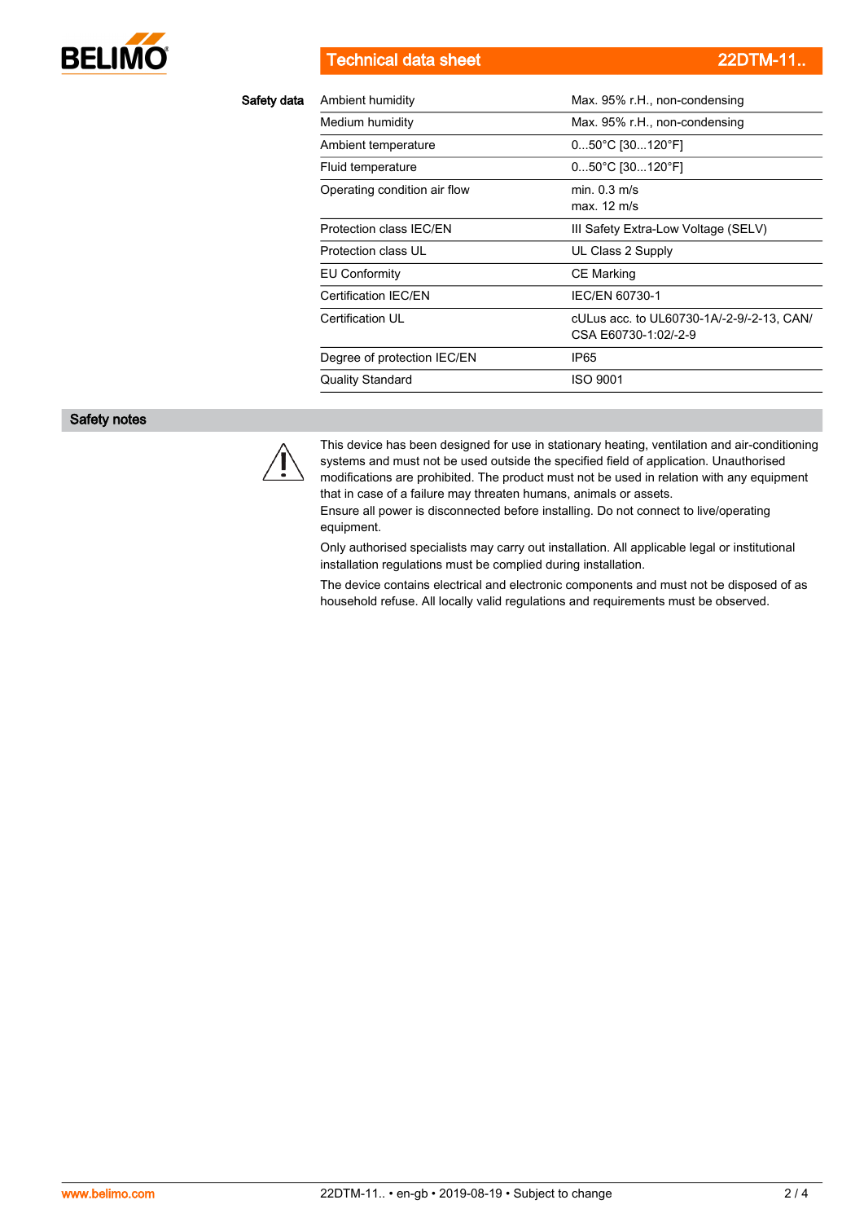## Safety data

| Parameter | Value |
|---|---|
| Ambient humidity | Max. 95% r.H., non-condensing |
| Medium humidity | Max. 95% r.H., non-condensing |
| Ambient temperature | 0...50°C [30...120°F] |
| Fluid temperature | 0...50°C [30...120°F] |
| Operating condition air flow | min. 0.3 m/s<br>max. 12 m/s |
| Protection class IEC/EN | III Safety Extra-Low Voltage (SELV) |
| Protection class UL | UL Class 2 Supply |
| EU Conformity | CE Marking |
| Certification IEC/EN | IEC/EN 60730-1 |
| Certification UL | cULus acc. to UL60730-1A/-2-9/-2-13, CAN/CSA E60730-1:02/-2-9 |
| Degree of protection IEC/EN | IP65 |
| Quality Standard | ISO 9001 |

## Safety notes

This device has been designed for use in stationary heating, ventilation and air-conditioning systems and must not be used outside the specified field of application. Unauthorised modifications are prohibited. The product must not be used in relation with any equipment that in case of a failure may threaten humans, animals or assets.
Ensure all power is disconnected before installing. Do not connect to live/operating equipment.

Only authorised specialists may carry out installation. All applicable legal or institutional installation regulations must be complied during installation.

The device contains electrical and electronic components and must not be disposed of as household refuse. All locally valid regulations and requirements must be observed.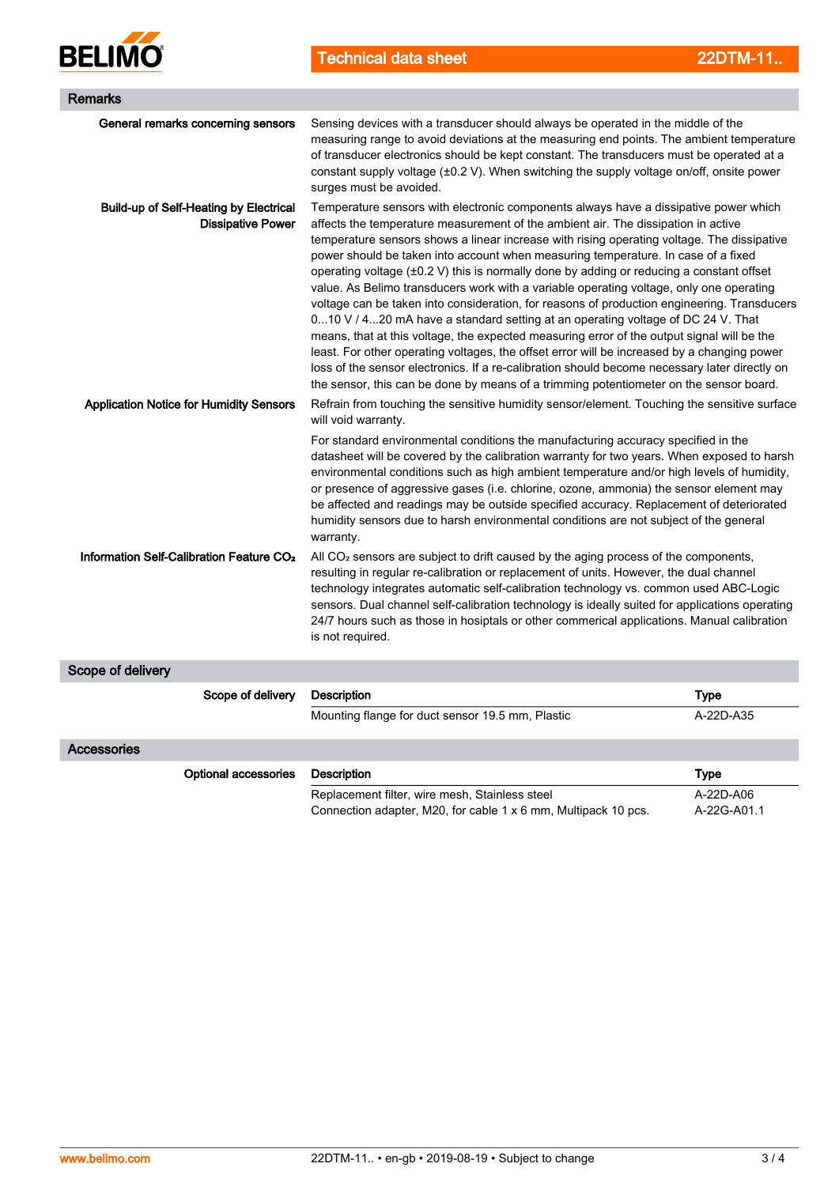## Remarks

**General remarks concerning sensors**

Sensing devices with a transducer should always be operated in the middle of the measuring range to avoid deviations at the measuring end points. The ambient temperature of transducer electronics should be kept constant. The transducers must be operated at a constant supply voltage (±0.2 V). When switching the supply voltage on/off, onsite power surges must be avoided.

**Build-up of Self-Heating by Electrical Dissipative Power**

Temperature sensors with electronic components always have a dissipative power which affects the temperature measurement of the ambient air. The dissipation in active temperature sensors shows a linear increase with rising operating voltage. The dissipative power should be taken into account when measuring temperature. In case of a fixed operating voltage (±0.2 V) this is normally done by adding or reducing a constant offset value. As Belimo transducers work with a variable operating voltage, only one operating voltage can be taken into consideration, for reasons of production engineering. Transducers 0...10 V / 4...20 mA have a standard setting at an operating voltage of DC 24 V. That means, that at this voltage, the expected measuring error of the output signal will be the least. For other operating voltages, the offset error will be increased by a changing power loss of the sensor electronics. If a re-calibration should become necessary later directly on the sensor, this can be done by means of a trimming potentiometer on the sensor board.

**Application Notice for Humidity Sensors**

Refrain from touching the sensitive humidity sensor/element. Touching the sensitive surface will void warranty.

For standard environmental conditions the manufacturing accuracy specified in the datasheet will be covered by the calibration warranty for two years. When exposed to harsh environmental conditions such as high ambient temperature and/or high levels of humidity, or presence of aggressive gases (i.e. chlorine, ozone, ammonia) the sensor element may be affected and readings may be outside specified accuracy. Replacement of deteriorated humidity sensors due to harsh environmental conditions are not subject of the general warranty.

**Information Self-Calibration Feature $CO_2$**

All $CO_2$ sensors are subject to drift caused by the aging process of the components, resulting in regular re-calibration or replacement of units. However, the dual channel technology integrates automatic self-calibration technology vs. common used ABC-Logic sensors. Dual channel self-calibration technology is ideally suited for applications operating 24/7 hours such as those in hospitals or other commerical applications. Manual calibration is not required.

## Scope of delivery

**Scope of delivery**

| Description | Type |
|---|---|
| Mounting flange for duct sensor 19.5 mm, Plastic | A-22D-A35 |

## Accessories

**Optional accessories**

| Description | Type |
|---|---|
| Replacement filter, wire mesh, Stainless steel | A-22D-A06 |
| Connection adapter, M20, for cable 1 x 6 mm, Multipack 10 pcs. | A-22G-A01.1 |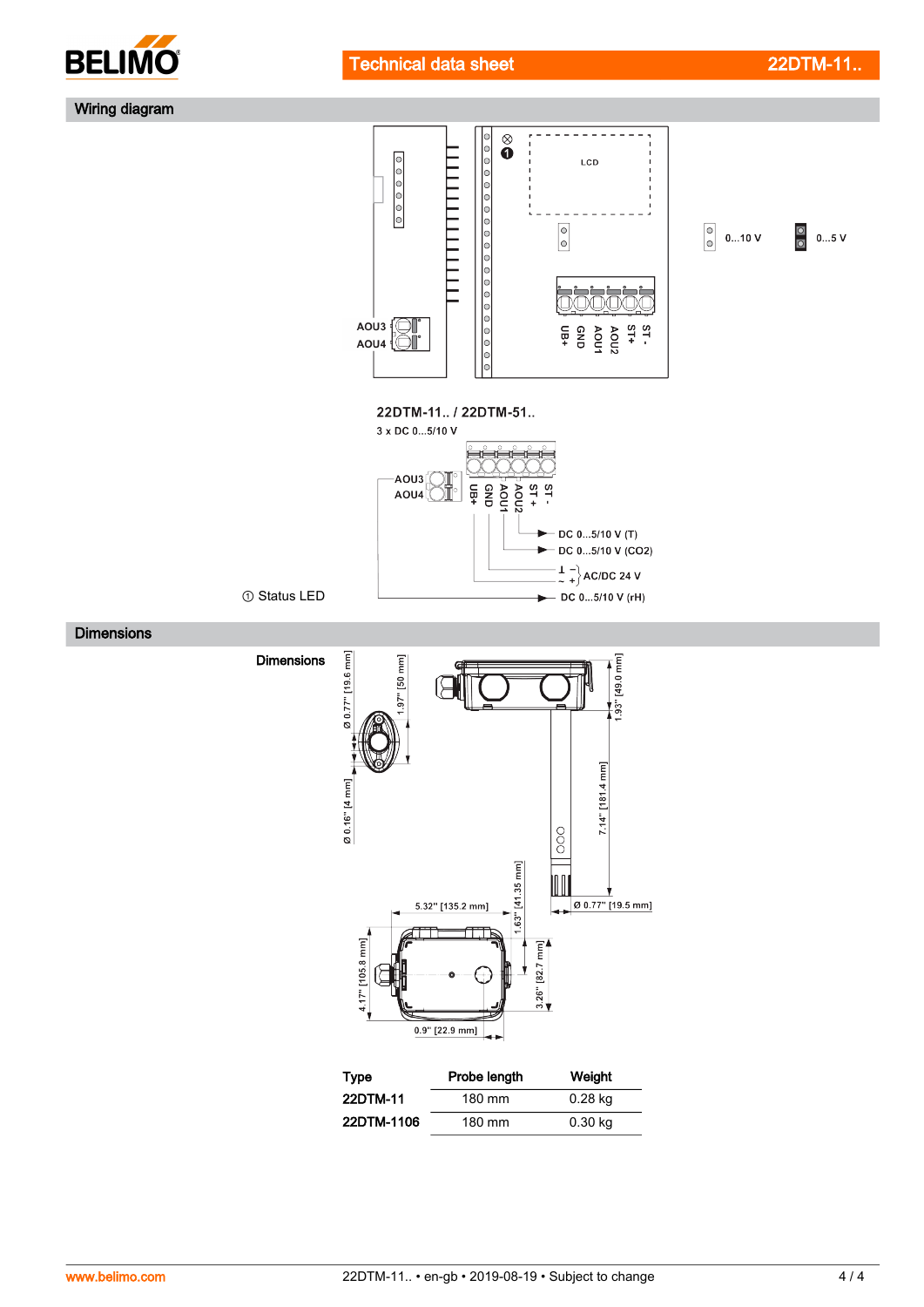## Wiring diagram

LCD

0...10 V

0...5 V

AOU3
AOU4

UB+
GND
AOU1
AOU2
ST+
ST -

**22DTM-11.. / 22DTM-51..**

3 x DC 0...5/10 V

AOU3
AOU4

UB+
GND
AOU1
AOU2
ST +
ST -

DC 0...5/10 V (T)

DC 0...5/10 V (CO2)

AC/DC 24 V

DC 0...5/10 V (rH)

① Status LED

## Dimensions

**Dimensions**

Ø 0.77" [19.6 mm]

1.97" [50 mm]

Ø 0.16" [4 mm]

1.93" [49.0 mm]

7.14" [181.4 mm]

Ø 0.77" [19.5 mm]

5.32" [135.2 mm]

1.63" [41.35 mm]

4.17" [105.8 mm]

3.26" [82.7 mm]

0.9" [22.9 mm]

| Type | Probe length | Weight |
|---|---|---|
| **22DTM-11** | 180 mm | 0.28 kg |
| **22DTM-1106** | 180 mm | 0.30 kg |